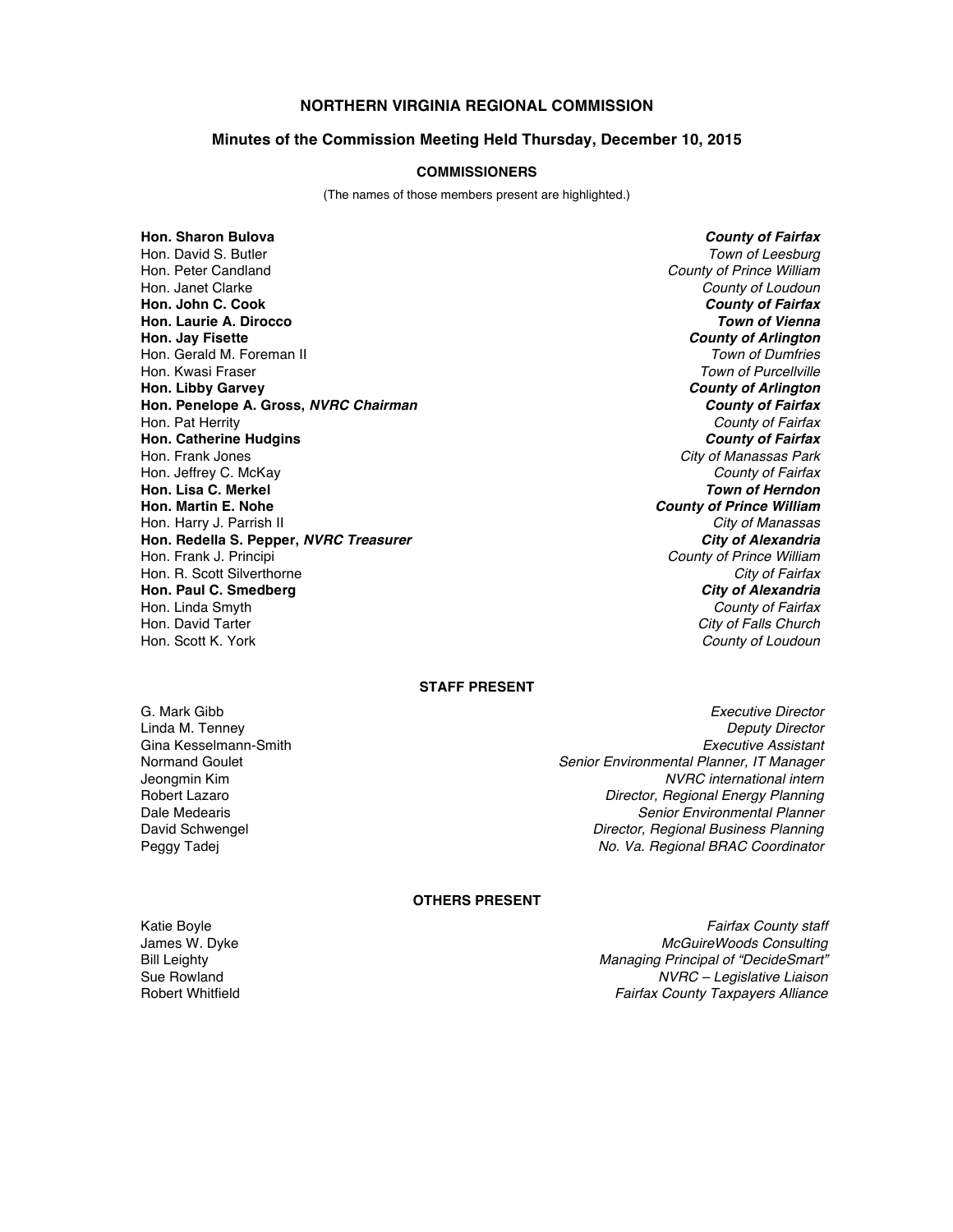# NORTHERN VIRGINIA REGIONAL COMMISSION

## Minutes of the Commission Meeting Held Thursday, December 10, 2015

### COMMISSIONERS

(The names of those members present are highlighted.)

| | |
|---|---|
| **Hon. Sharon Bulova** | ***County of Fairfax*** |
| Hon. David S. Butler | *Town of Leesburg* |
| Hon. Peter Candland | *County of Prince William* |
| Hon. Janet Clarke | *County of Loudoun* |
| **Hon. John C. Cook** | ***County of Fairfax*** |
| **Hon. Laurie A. Dirocco** | ***Town of Vienna*** |
| **Hon. Jay Fisette** | ***County of Arlington*** |
| Hon. Gerald M. Foreman II | *Town of Dumfries* |
| Hon. Kwasi Fraser | *Town of Purcellville* |
| **Hon. Libby Garvey** | ***County of Arlington*** |
| **Hon. Penelope A. Gross, *NVRC Chairman*** | ***County of Fairfax*** |
| Hon. Pat Herrity | *County of Fairfax* |
| **Hon. Catherine Hudgins** | ***County of Fairfax*** |
| Hon. Frank Jones | *City of Manassas Park* |
| Hon. Jeffrey C. McKay | *County of Fairfax* |
| **Hon. Lisa C. Merkel** | ***Town of Herndon*** |
| **Hon. Martin E. Nohe** | ***County of Prince William*** |
| Hon. Harry J. Parrish II | *City of Manassas* |
| **Hon. Redella S. Pepper, *NVRC Treasurer*** | ***City of Alexandria*** |
| Hon. Frank J. Principi | *County of Prince William* |
| Hon. R. Scott Silverthorne | *City of Fairfax* |
| **Hon. Paul C. Smedberg** | ***City of Alexandria*** |
| Hon. Linda Smyth | *County of Fairfax* |
| Hon. David Tarter | *City of Falls Church* |
| Hon. Scott K. York | *County of Loudoun* |

### STAFF PRESENT

| | |
|---|---|
| G. Mark Gibb | *Executive Director* |
| Linda M. Tenney | *Deputy Director* |
| Gina Kesselmann-Smith | *Executive Assistant* |
| Normand Goulet | *Senior Environmental Planner, IT Manager* |
| Jeongmin Kim | *NVRC international intern* |
| Robert Lazaro | *Director, Regional Energy Planning* |
| Dale Medearis | *Senior Environmental Planner* |
| David Schwengel | *Director, Regional Business Planning* |
| Peggy Tadej | *No. Va. Regional BRAC Coordinator* |

### OTHERS PRESENT

| | |
|---|---|
| Katie Boyle | *Fairfax County staff* |
| James W. Dyke | *McGuireWoods Consulting* |
| Bill Leighty | *Managing Principal of "DecideSmart"* |
| Sue Rowland | *NVRC – Legislative Liaison* |
| Robert Whitfield | *Fairfax County Taxpayers Alliance* |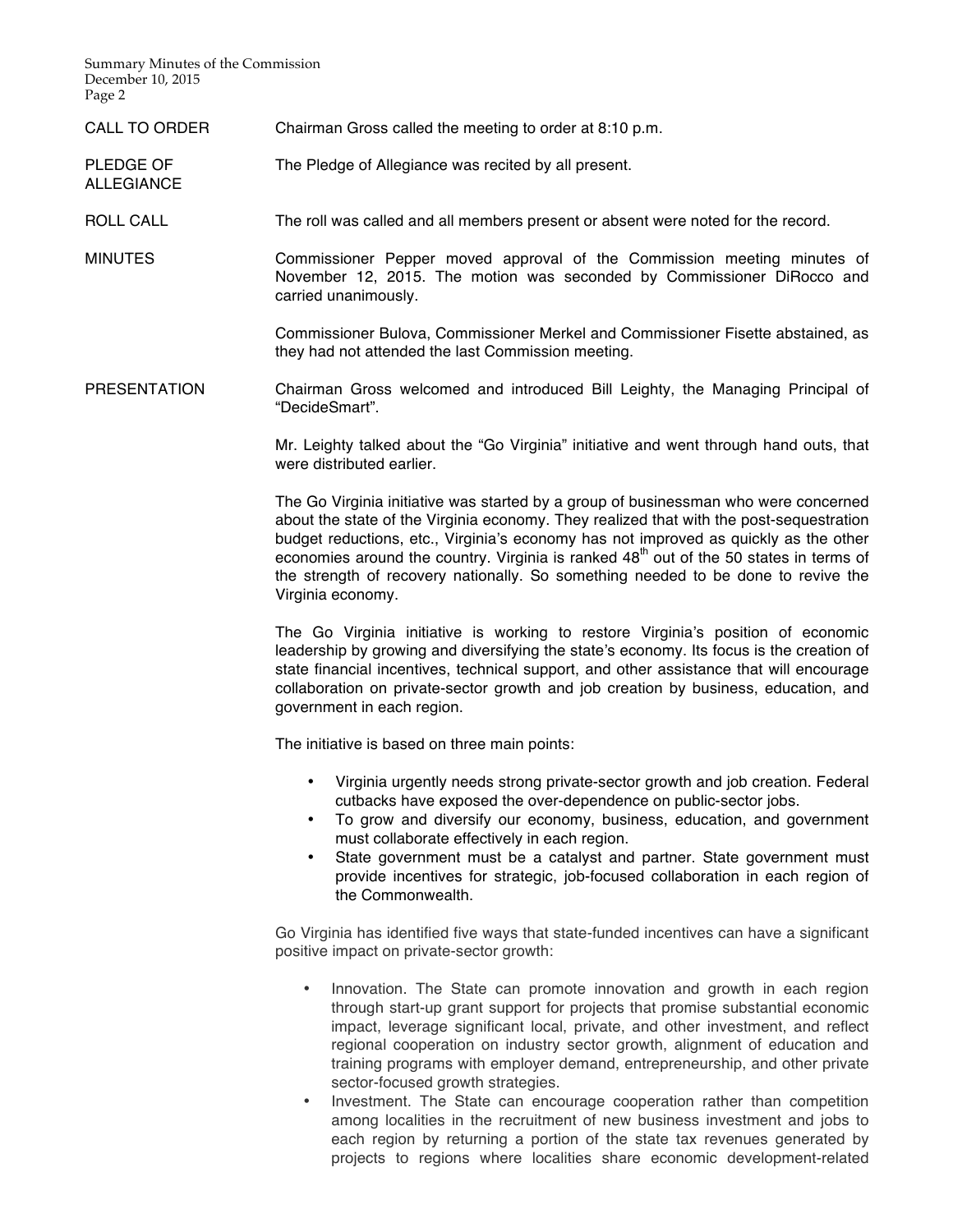**CALL TO ORDER**

Chairman Gross called the meeting to order at 8:10 p.m.

**PLEDGE OF ALLEGIANCE**

The Pledge of Allegiance was recited by all present.

**ROLL CALL**

The roll was called and all members present or absent were noted for the record.

**MINUTES**

Commissioner Pepper moved approval of the Commission meeting minutes of November 12, 2015. The motion was seconded by Commissioner DiRocco and carried unanimously.

Commissioner Bulova, Commissioner Merkel and Commissioner Fisette abstained, as they had not attended the last Commission meeting.

**PRESENTATION**

Chairman Gross welcomed and introduced Bill Leighty, the Managing Principal of "DecideSmart".

Mr. Leighty talked about the "Go Virginia" initiative and went through hand outs, that were distributed earlier.

The Go Virginia initiative was started by a group of businessman who were concerned about the state of the Virginia economy. They realized that with the post-sequestration budget reductions, etc., Virginia's economy has not improved as quickly as the other economies around the country. Virginia is ranked 48th out of the 50 states in terms of the strength of recovery nationally. So something needed to be done to revive the Virginia economy.

The Go Virginia initiative is working to restore Virginia's position of economic leadership by growing and diversifying the state's economy. Its focus is the creation of state financial incentives, technical support, and other assistance that will encourage collaboration on private-sector growth and job creation by business, education, and government in each region.

The initiative is based on three main points:

- Virginia urgently needs strong private-sector growth and job creation. Federal cutbacks have exposed the over-dependence on public-sector jobs.
- To grow and diversify our economy, business, education, and government must collaborate effectively in each region.
- State government must be a catalyst and partner. State government must provide incentives for strategic, job-focused collaboration in each region of the Commonwealth.

Go Virginia has identified five ways that state-funded incentives can have a significant positive impact on private-sector growth:

- Innovation. The State can promote innovation and growth in each region through start-up grant support for projects that promise substantial economic impact, leverage significant local, private, and other investment, and reflect regional cooperation on industry sector growth, alignment of education and training programs with employer demand, entrepreneurship, and other private sector-focused growth strategies.
- Investment. The State can encourage cooperation rather than competition among localities in the recruitment of new business investment and jobs to each region by returning a portion of the state tax revenues generated by projects to regions where localities share economic development-related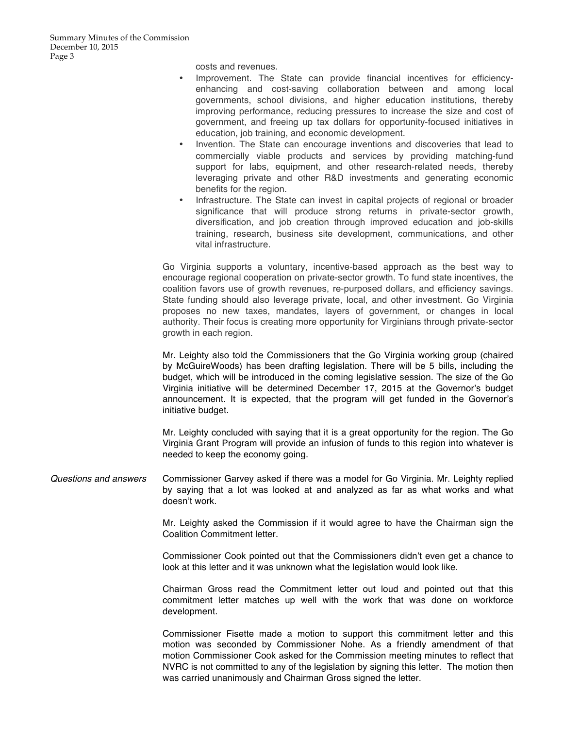costs and revenues.

- Improvement. The State can provide financial incentives for efficiency-enhancing and cost-saving collaboration between and among local governments, school divisions, and higher education institutions, thereby improving performance, reducing pressures to increase the size and cost of government, and freeing up tax dollars for opportunity-focused initiatives in education, job training, and economic development.
- Invention. The State can encourage inventions and discoveries that lead to commercially viable products and services by providing matching-fund support for labs, equipment, and other research-related needs, thereby leveraging private and other R&D investments and generating economic benefits for the region.
- Infrastructure. The State can invest in capital projects of regional or broader significance that will produce strong returns in private-sector growth, diversification, and job creation through improved education and job-skills training, research, business site development, communications, and other vital infrastructure.

Go Virginia supports a voluntary, incentive-based approach as the best way to encourage regional cooperation on private-sector growth. To fund state incentives, the coalition favors use of growth revenues, re-purposed dollars, and efficiency savings. State funding should also leverage private, local, and other investment. Go Virginia proposes no new taxes, mandates, layers of government, or changes in local authority. Their focus is creating more opportunity for Virginians through private-sector growth in each region.

Mr. Leighty also told the Commissioners that the Go Virginia working group (chaired by McGuireWoods) has been drafting legislation. There will be 5 bills, including the budget, which will be introduced in the coming legislative session. The size of the Go Virginia initiative will be determined December 17, 2015 at the Governor's budget announcement. It is expected, that the program will get funded in the Governor's initiative budget.

Mr. Leighty concluded with saying that it is a great opportunity for the region. The Go Virginia Grant Program will provide an infusion of funds to this region into whatever is needed to keep the economy going.

*Questions and answers*

Commissioner Garvey asked if there was a model for Go Virginia. Mr. Leighty replied by saying that a lot was looked at and analyzed as far as what works and what doesn't work.

Mr. Leighty asked the Commission if it would agree to have the Chairman sign the Coalition Commitment letter.

Commissioner Cook pointed out that the Commissioners didn't even get a chance to look at this letter and it was unknown what the legislation would look like.

Chairman Gross read the Commitment letter out loud and pointed out that this commitment letter matches up well with the work that was done on workforce development.

Commissioner Fisette made a motion to support this commitment letter and this motion was seconded by Commissioner Nohe. As a friendly amendment of that motion Commissioner Cook asked for the Commission meeting minutes to reflect that NVRC is not committed to any of the legislation by signing this letter. The motion then was carried unanimously and Chairman Gross signed the letter.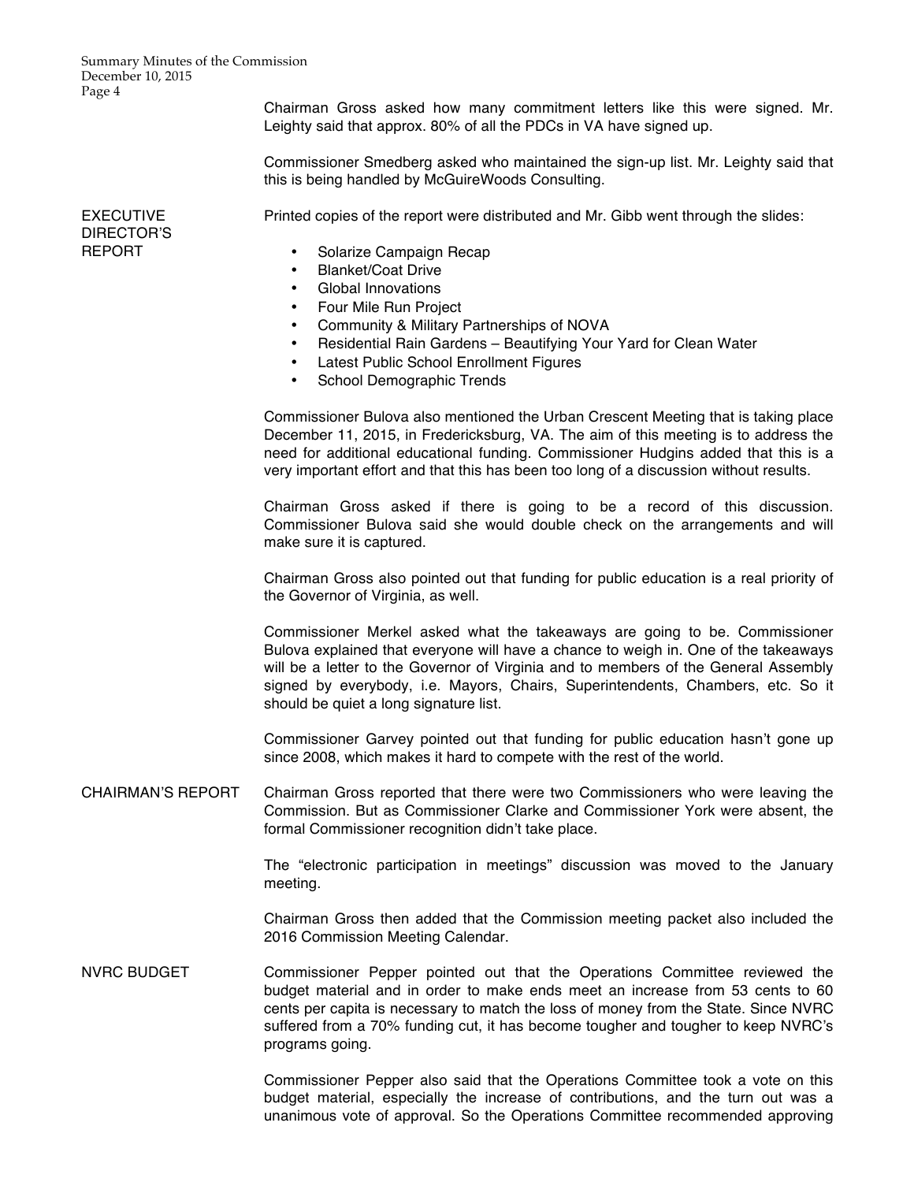Chairman Gross asked how many commitment letters like this were signed. Mr. Leighty said that approx. 80% of all the PDCs in VA have signed up.

Commissioner Smedberg asked who maintained the sign-up list. Mr. Leighty said that this is being handled by McGuireWoods Consulting.

**EXECUTIVE DIRECTOR'S REPORT**

Printed copies of the report were distributed and Mr. Gibb went through the slides:

- Solarize Campaign Recap
- Blanket/Coat Drive
- Global Innovations
- Four Mile Run Project
- Community & Military Partnerships of NOVA
- Residential Rain Gardens – Beautifying Your Yard for Clean Water
- Latest Public School Enrollment Figures
- School Demographic Trends

Commissioner Bulova also mentioned the Urban Crescent Meeting that is taking place December 11, 2015, in Fredericksburg, VA. The aim of this meeting is to address the need for additional educational funding. Commissioner Hudgins added that this is a very important effort and that this has been too long of a discussion without results.

Chairman Gross asked if there is going to be a record of this discussion. Commissioner Bulova said she would double check on the arrangements and will make sure it is captured.

Chairman Gross also pointed out that funding for public education is a real priority of the Governor of Virginia, as well.

Commissioner Merkel asked what the takeaways are going to be. Commissioner Bulova explained that everyone will have a chance to weigh in. One of the takeaways will be a letter to the Governor of Virginia and to members of the General Assembly signed by everybody, i.e. Mayors, Chairs, Superintendents, Chambers, etc. So it should be quiet a long signature list.

Commissioner Garvey pointed out that funding for public education hasn't gone up since 2008, which makes it hard to compete with the rest of the world.

**CHAIRMAN'S REPORT**

Chairman Gross reported that there were two Commissioners who were leaving the Commission. But as Commissioner Clarke and Commissioner York were absent, the formal Commissioner recognition didn't take place.

The "electronic participation in meetings" discussion was moved to the January meeting.

Chairman Gross then added that the Commission meeting packet also included the 2016 Commission Meeting Calendar.

**NVRC BUDGET**

Commissioner Pepper pointed out that the Operations Committee reviewed the budget material and in order to make ends meet an increase from 53 cents to 60 cents per capita is necessary to match the loss of money from the State. Since NVRC suffered from a 70% funding cut, it has become tougher and tougher to keep NVRC's programs going.

Commissioner Pepper also said that the Operations Committee took a vote on this budget material, especially the increase of contributions, and the turn out was a unanimous vote of approval. So the Operations Committee recommended approving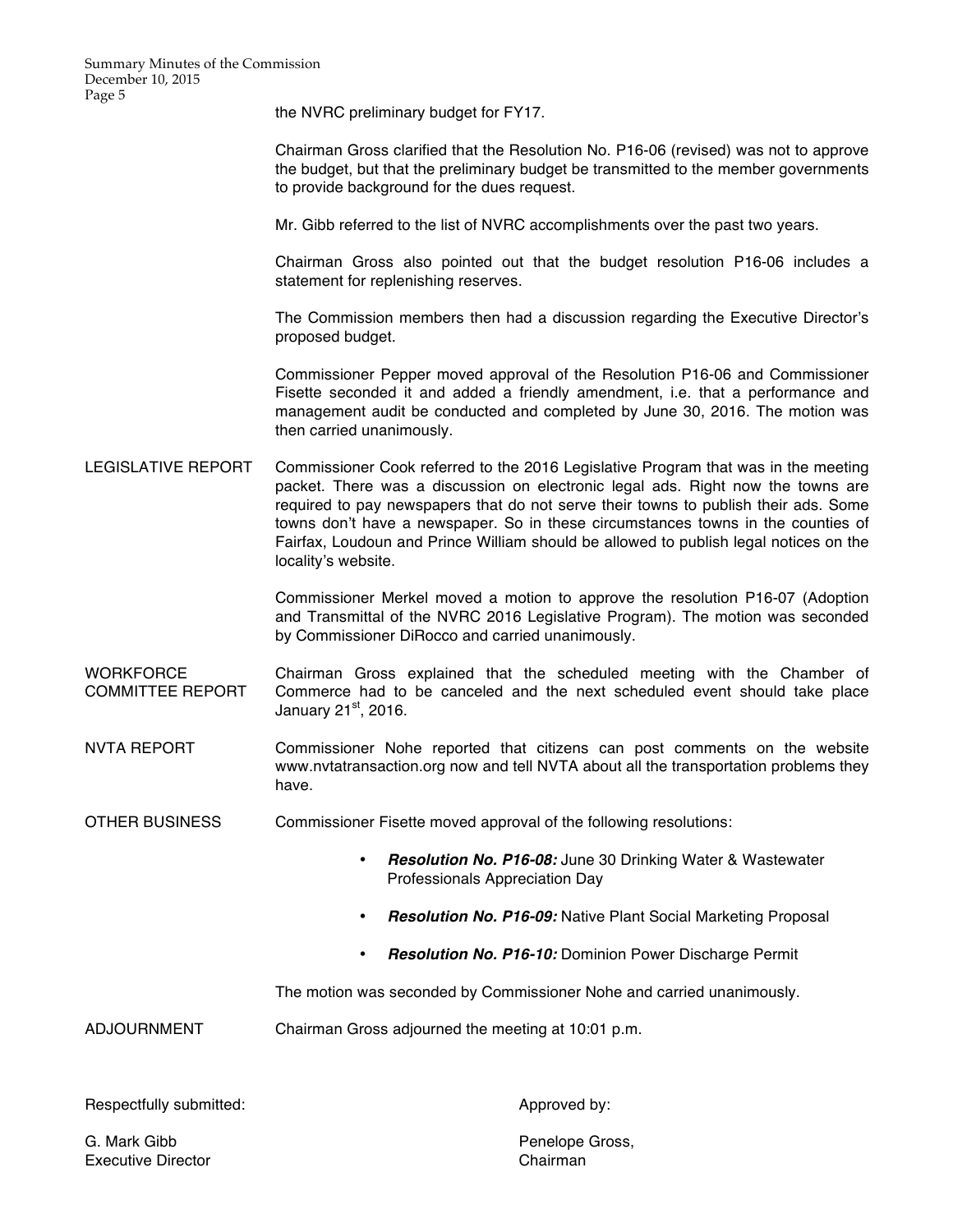the NVRC preliminary budget for FY17.

Chairman Gross clarified that the Resolution No. P16-06 (revised) was not to approve the budget, but that the preliminary budget be transmitted to the member governments to provide background for the dues request.

Mr. Gibb referred to the list of NVRC accomplishments over the past two years.

Chairman Gross also pointed out that the budget resolution P16-06 includes a statement for replenishing reserves.

The Commission members then had a discussion regarding the Executive Director's proposed budget.

Commissioner Pepper moved approval of the Resolution P16-06 and Commissioner Fisette seconded it and added a friendly amendment, i.e. that a performance and management audit be conducted and completed by June 30, 2016. The motion was then carried unanimously.

**LEGISLATIVE REPORT**

Commissioner Cook referred to the 2016 Legislative Program that was in the meeting packet. There was a discussion on electronic legal ads. Right now the towns are required to pay newspapers that do not serve their towns to publish their ads. Some towns don't have a newspaper. So in these circumstances towns in the counties of Fairfax, Loudoun and Prince William should be allowed to publish legal notices on the locality's website.

Commissioner Merkel moved a motion to approve the resolution P16-07 (Adoption and Transmittal of the NVRC 2016 Legislative Program). The motion was seconded by Commissioner DiRocco and carried unanimously.

**WORKFORCE COMMITTEE REPORT**

Chairman Gross explained that the scheduled meeting with the Chamber of Commerce had to be canceled and the next scheduled event should take place January 21st, 2016.

**NVTA REPORT**

Commissioner Nohe reported that citizens can post comments on the website www.nvtatransaction.org now and tell NVTA about all the transportation problems they have.

**OTHER BUSINESS**

Commissioner Fisette moved approval of the following resolutions:

- ***Resolution No. P16-08:*** June 30 Drinking Water & Wastewater Professionals Appreciation Day
- ***Resolution No. P16-09:*** Native Plant Social Marketing Proposal
- ***Resolution No. P16-10:*** Dominion Power Discharge Permit

The motion was seconded by Commissioner Nohe and carried unanimously.

**ADJOURNMENT**

Chairman Gross adjourned the meeting at 10:01 p.m.

Respectfully submitted:

G. Mark Gibb
Executive Director

Approved by:

Penelope Gross,
Chairman